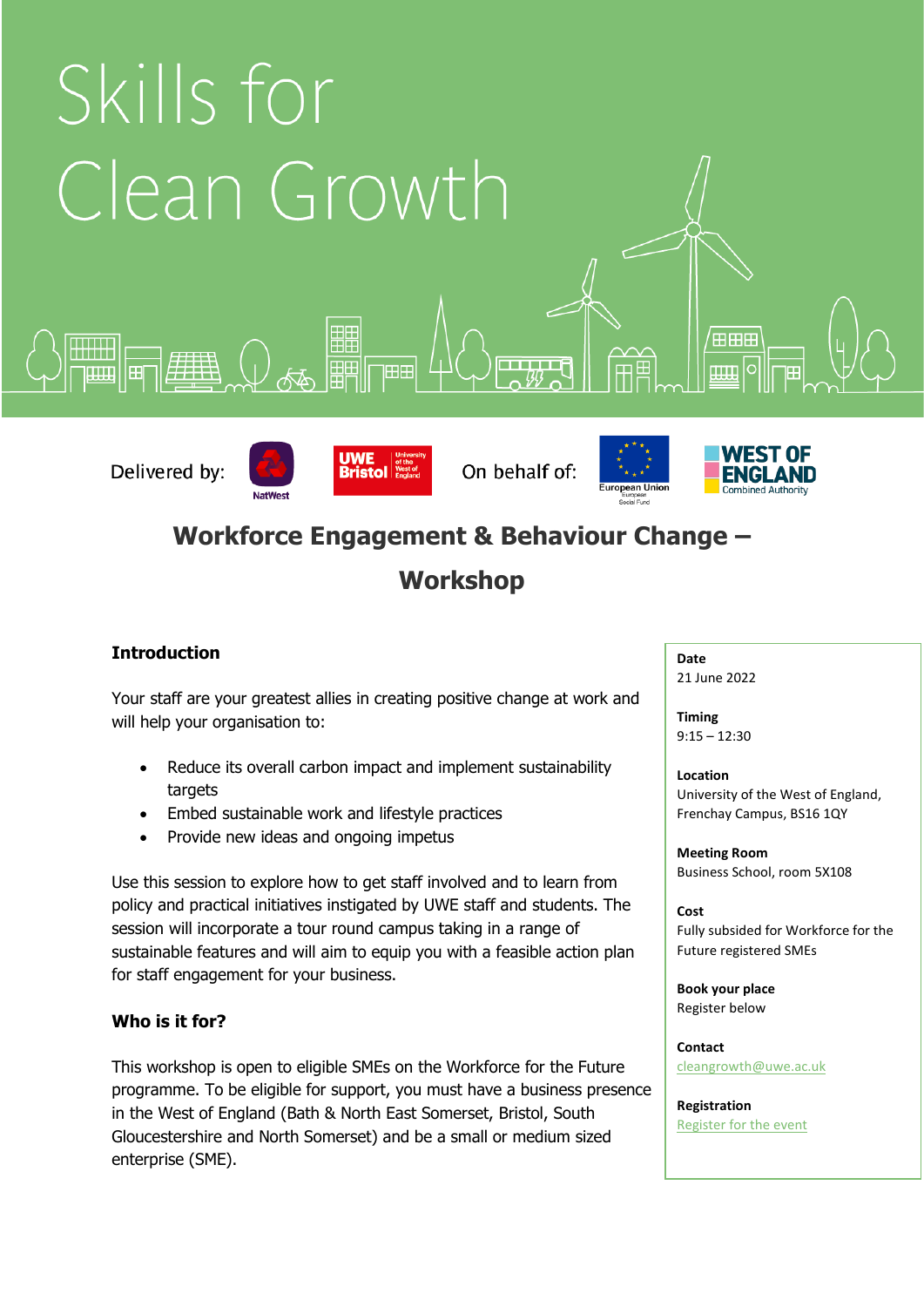# Skills for Clean Growth

Delivered by: NatWest, UWE Bristol University of the West of England

On behalf of: European Union European Social Fund, WEST OF ENGLAND Combined Authority

## Workforce Engagement & Behaviour Change – Workshop

### Introduction

Your staff are your greatest allies in creating positive change at work and will help your organisation to:

- Reduce its overall carbon impact and implement sustainability targets
- Embed sustainable work and lifestyle practices
- Provide new ideas and ongoing impetus

Use this session to explore how to get staff involved and to learn from policy and practical initiatives instigated by UWE staff and students. The session will incorporate a tour round campus taking in a range of sustainable features and will aim to equip you with a feasible action plan for staff engagement for your business.

### Who is it for?

This workshop is open to eligible SMEs on the Workforce for the Future programme. To be eligible for support, you must have a business presence in the West of England (Bath & North East Somerset, Bristol, South Gloucestershire and North Somerset) and be a small or medium sized enterprise (SME).

**Date**
21 June 2022

**Timing**
9:15 – 12:30

**Location**
University of the West of England, Frenchay Campus, BS16 1QY

**Meeting Room**
Business School, room 5X108

**Cost**
Fully subsided for Workforce for the Future registered SMEs

**Book your place**
Register below

**Contact**
cleangrowth@uwe.ac.uk

**Registration**
Register for the event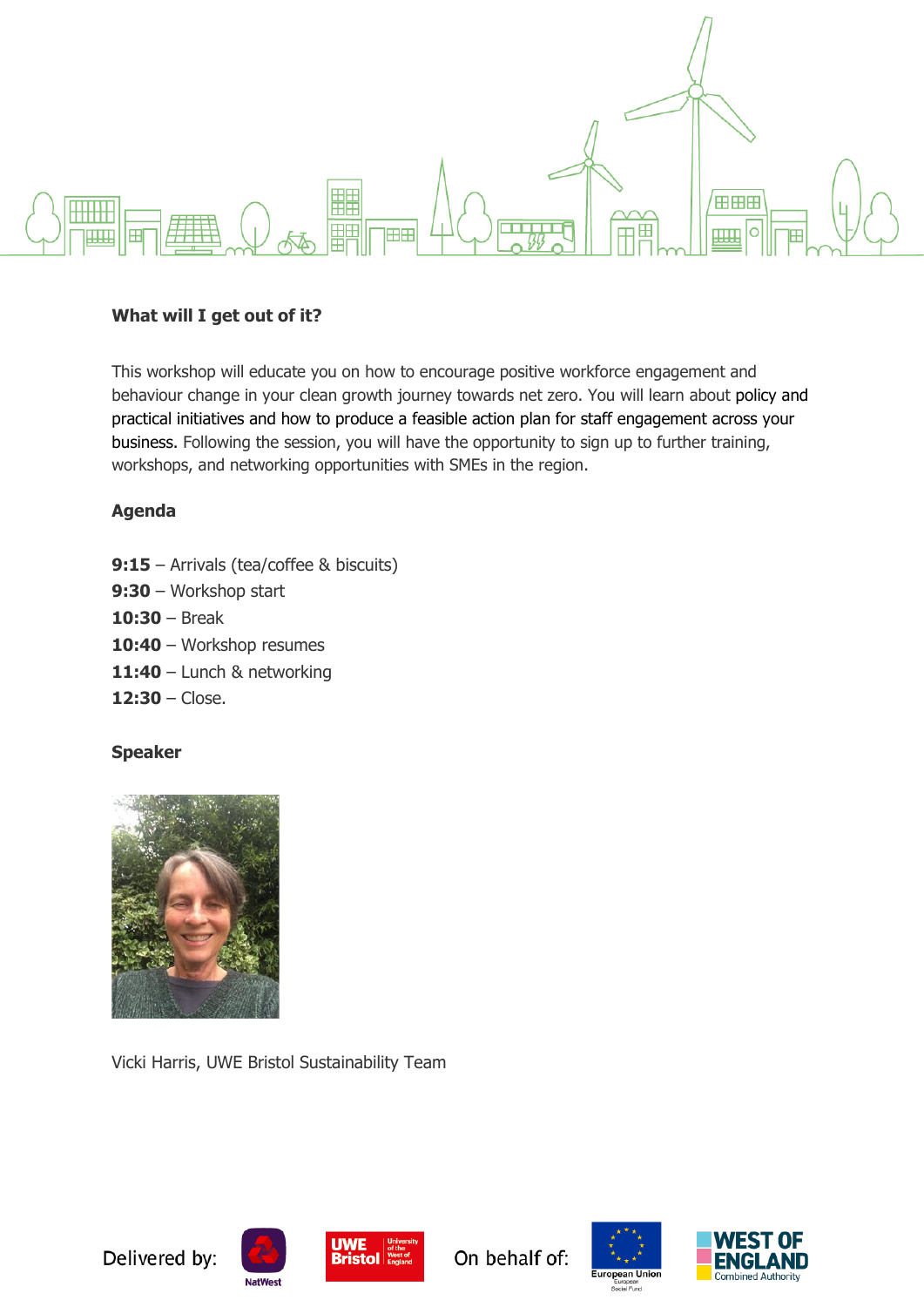## What will I get out of it?

This workshop will educate you on how to encourage positive workforce engagement and behaviour change in your clean growth journey towards net zero. You will learn about policy and practical initiatives and how to produce a feasible action plan for staff engagement across your business. Following the session, you will have the opportunity to sign up to further training, workshops, and networking opportunities with SMEs in the region.

## Agenda

**9:15** – Arrivals (tea/coffee & biscuits)
**9:30** – Workshop start
**10:30** – Break
**10:40** – Workshop resumes
**11:40** – Lunch & networking
**12:30** – Close.

## Speaker

Vicki Harris, UWE Bristol Sustainability Team

Delivered by: NatWest, UWE Bristol University of the West of England

On behalf of: European Union European Social Fund, West of England Combined Authority